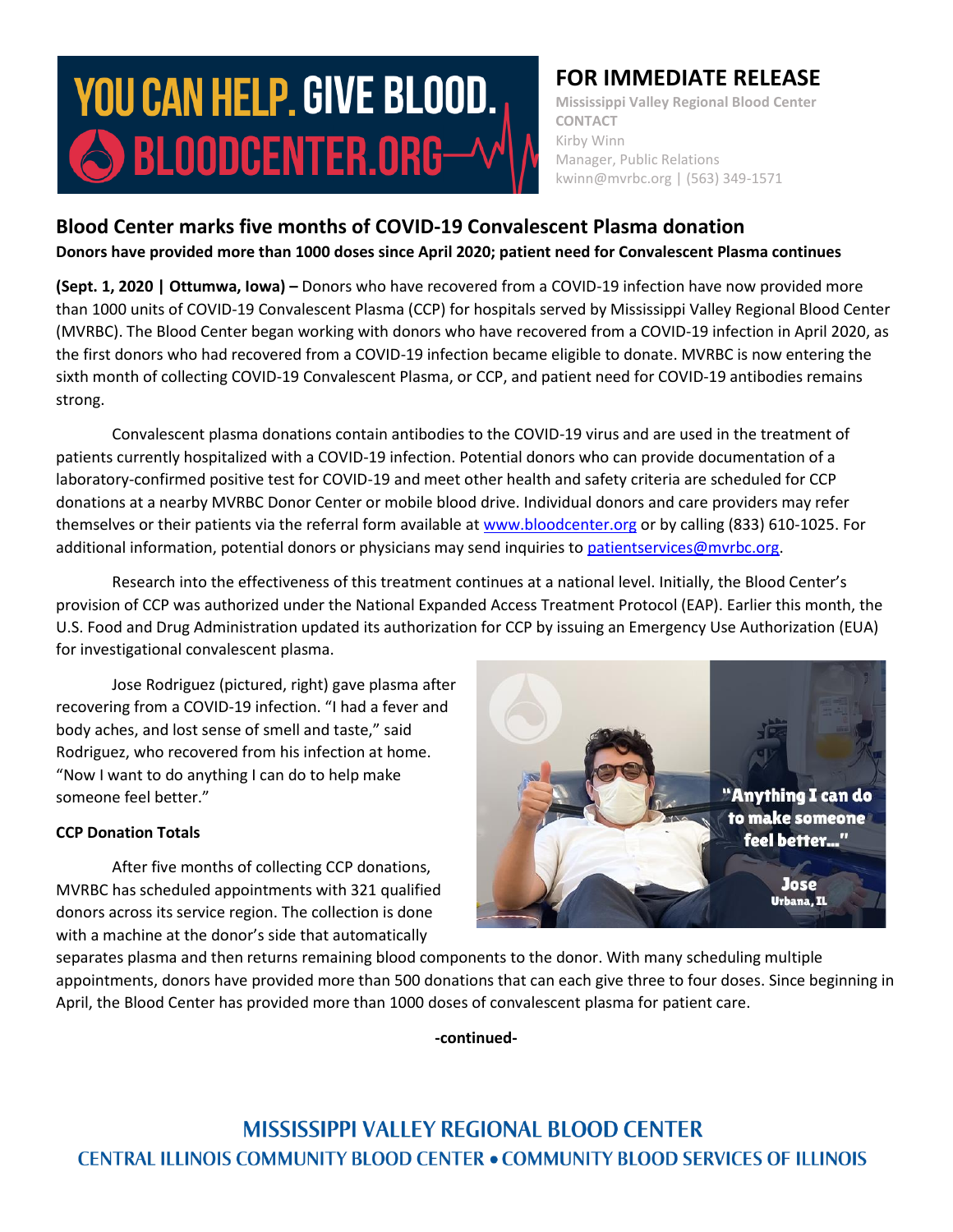YOU CAN HELP. GIVE BLOOD.
BLOODCENTER.ORG

**FOR IMMEDIATE RELEASE**
Mississippi Valley Regional Blood Center
CONTACT
Kirby Winn
Manager, Public Relations
kwinn@mvrbc.org | (563) 349-1571

## Blood Center marks five months of COVID-19 Convalescent Plasma donation

**Donors have provided more than 1000 doses since April 2020; patient need for Convalescent Plasma continues**

**(Sept. 1, 2020 | Ottumwa, Iowa) –** Donors who have recovered from a COVID-19 infection have now provided more than 1000 units of COVID-19 Convalescent Plasma (CCP) for hospitals served by Mississippi Valley Regional Blood Center (MVRBC). The Blood Center began working with donors who have recovered from a COVID-19 infection in April 2020, as the first donors who had recovered from a COVID-19 infection became eligible to donate. MVRBC is now entering the sixth month of collecting COVID-19 Convalescent Plasma, or CCP, and patient need for COVID-19 antibodies remains strong.

Convalescent plasma donations contain antibodies to the COVID-19 virus and are used in the treatment of patients currently hospitalized with a COVID-19 infection. Potential donors who can provide documentation of a laboratory-confirmed positive test for COVID-19 and meet other health and safety criteria are scheduled for CCP donations at a nearby MVRBC Donor Center or mobile blood drive. Individual donors and care providers may refer themselves or their patients via the referral form available at www.bloodcenter.org or by calling (833) 610-1025. For additional information, potential donors or physicians may send inquiries to patientservices@mvrbc.org.

Research into the effectiveness of this treatment continues at a national level. Initially, the Blood Center's provision of CCP was authorized under the National Expanded Access Treatment Protocol (EAP). Earlier this month, the U.S. Food and Drug Administration updated its authorization for CCP by issuing an Emergency Use Authorization (EUA) for investigational convalescent plasma.

Jose Rodriguez (pictured, right) gave plasma after recovering from a COVID-19 infection. "I had a fever and body aches, and lost sense of smell and taste," said Rodriguez, who recovered from his infection at home. "Now I want to do anything I can do to help make someone feel better."

"Anything I can do to make someone feel better..."
Jose
Urbana, IL

**CCP Donation Totals**

After five months of collecting CCP donations, MVRBC has scheduled appointments with 321 qualified donors across its service region. The collection is done with a machine at the donor's side that automatically separates plasma and then returns remaining blood components to the donor. With many scheduling multiple appointments, donors have provided more than 500 donations that can each give three to four doses. Since beginning in April, the Blood Center has provided more than 1000 doses of convalescent plasma for patient care.

-continued-

MISSISSIPPI VALLEY REGIONAL BLOOD CENTER
CENTRAL ILLINOIS COMMUNITY BLOOD CENTER • COMMUNITY BLOOD SERVICES OF ILLINOIS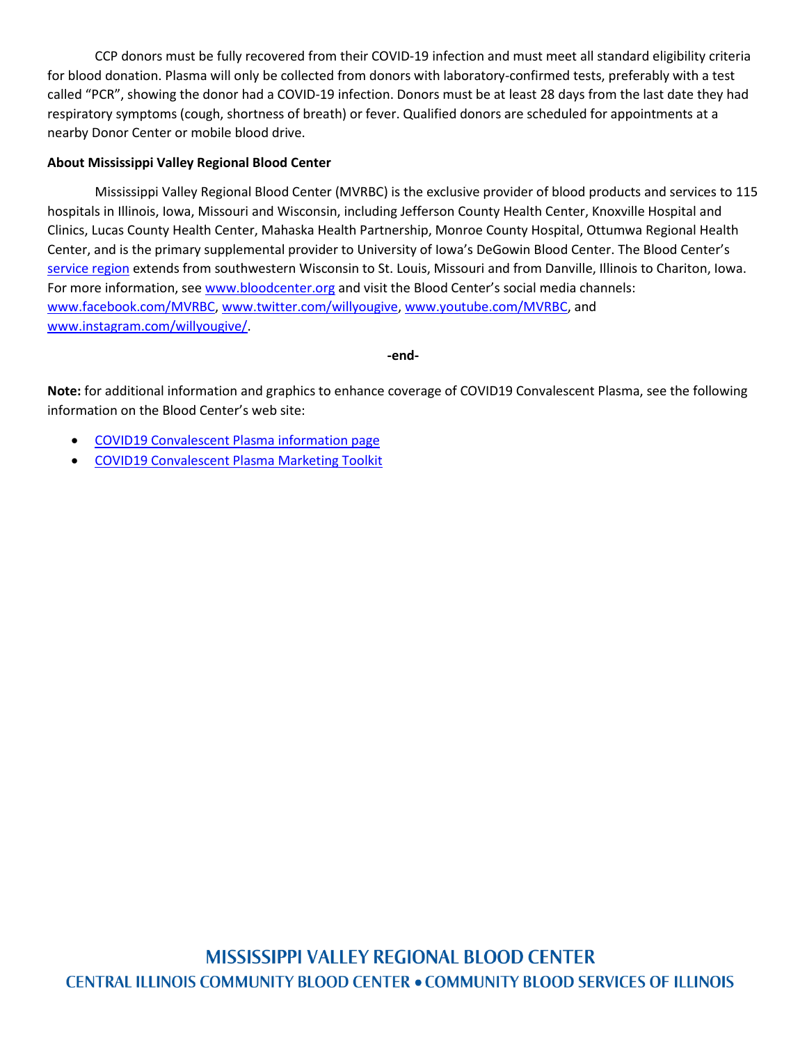CCP donors must be fully recovered from their COVID-19 infection and must meet all standard eligibility criteria for blood donation. Plasma will only be collected from donors with laboratory-confirmed tests, preferably with a test called "PCR", showing the donor had a COVID-19 infection. Donors must be at least 28 days from the last date they had respiratory symptoms (cough, shortness of breath) or fever. Qualified donors are scheduled for appointments at a nearby Donor Center or mobile blood drive.

**About Mississippi Valley Regional Blood Center**

Mississippi Valley Regional Blood Center (MVRBC) is the exclusive provider of blood products and services to 115 hospitals in Illinois, Iowa, Missouri and Wisconsin, including Jefferson County Health Center, Knoxville Hospital and Clinics, Lucas County Health Center, Mahaska Health Partnership, Monroe County Hospital, Ottumwa Regional Health Center, and is the primary supplemental provider to University of Iowa's DeGowin Blood Center. The Blood Center's service region extends from southwestern Wisconsin to St. Louis, Missouri and from Danville, Illinois to Chariton, Iowa. For more information, see www.bloodcenter.org and visit the Blood Center's social media channels: www.facebook.com/MVRBC, www.twitter.com/willyougive, www.youtube.com/MVRBC, and www.instagram.com/willyougive/.

**-end-**

**Note:** for additional information and graphics to enhance coverage of COVID19 Convalescent Plasma, see the following information on the Blood Center's web site:

- COVID19 Convalescent Plasma information page
- COVID19 Convalescent Plasma Marketing Toolkit

MISSISSIPPI VALLEY REGIONAL BLOOD CENTER

CENTRAL ILLINOIS COMMUNITY BLOOD CENTER • COMMUNITY BLOOD SERVICES OF ILLINOIS